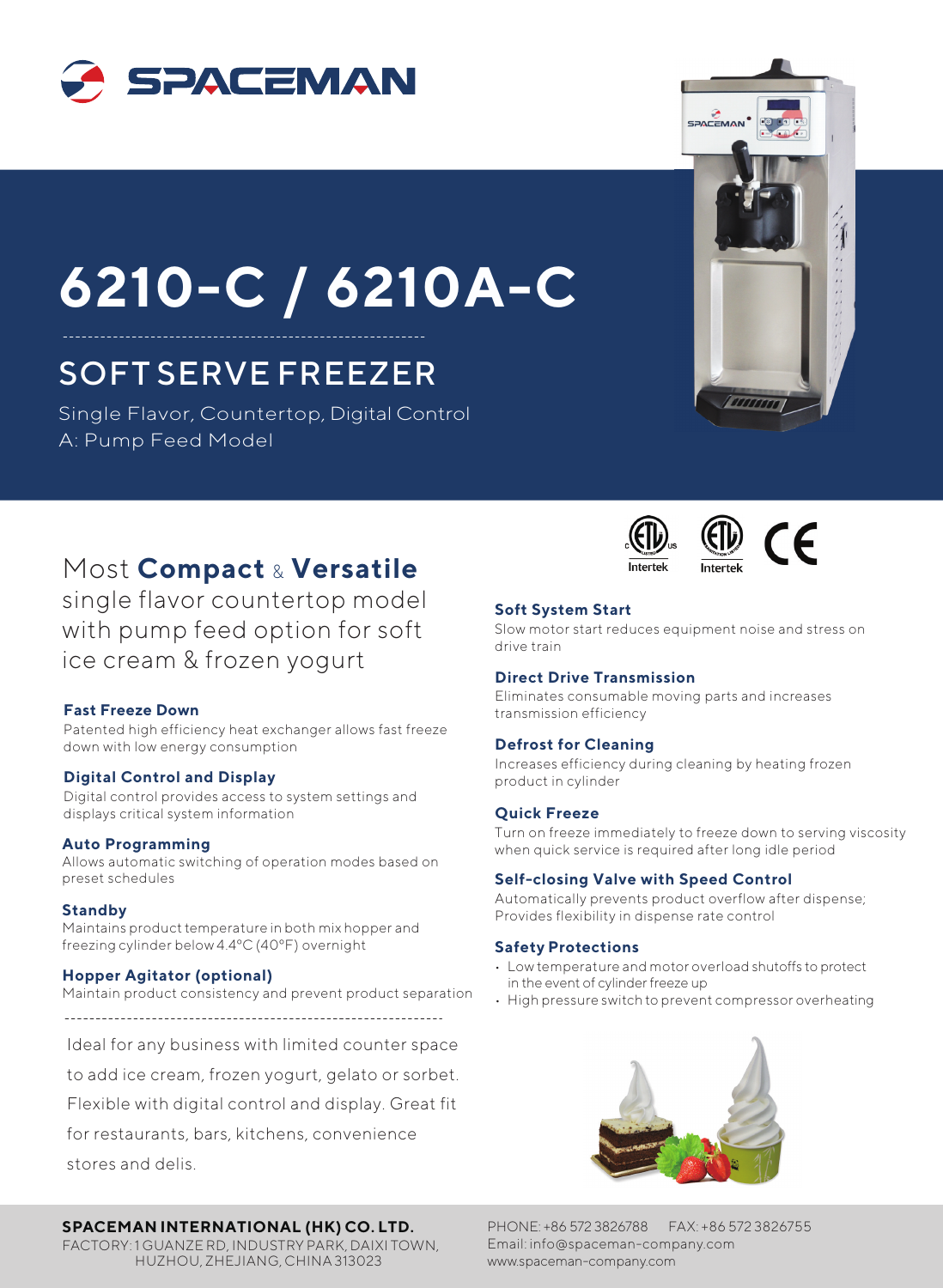SPACEMAN

# 6210-C / 6210A-C

## SOFT SERVE FREEZER

Single Flavor, Countertop, Digital Control
A: Pump Feed Model

Most **Compact** & **Versatile** single flavor countertop model with pump feed option for soft ice cream & frozen yogurt

**Fast Freeze Down**
Patented high efficiency heat exchanger allows fast freeze down with low energy consumption

**Digital Control and Display**
Digital control provides access to system settings and displays critical system information

**Auto Programming**
Allows automatic switching of operation modes based on preset schedules

**Standby**
Maintains product temperature in both mix hopper and freezing cylinder below 4.4°C (40°F) overnight

**Hopper Agitator (optional)**
Maintain product consistency and prevent product separation

Ideal for any business with limited counter space to add ice cream, frozen yogurt, gelato or sorbet. Flexible with digital control and display. Great fit for restaurants, bars, kitchens, convenience stores and delis.

**Soft System Start**
Slow motor start reduces equipment noise and stress on drive train

**Direct Drive Transmission**
Eliminates consumable moving parts and increases transmission efficiency

**Defrost for Cleaning**
Increases efficiency during cleaning by heating frozen product in cylinder

**Quick Freeze**
Turn on freeze immediately to freeze down to serving viscosity when quick service is required after long idle period

**Self-closing Valve with Speed Control**
Automatically prevents product overflow after dispense; Provides flexibility in dispense rate control

**Safety Protections**

- Low temperature and motor overload shutoffs to protect in the event of cylinder freeze up
- High pressure switch to prevent compressor overheating

**SPACEMAN INTERNATIONAL (HK) CO. LTD.**
FACTORY: 1 GUANZE RD, INDUSTRY PARK, DAIXI TOWN, HUZHOU, ZHEJIANG, CHINA 313023

PHONE: +86 572 3826788 FAX: +86 572 3826755
Email: info@spaceman-company.com
www.spaceman-company.com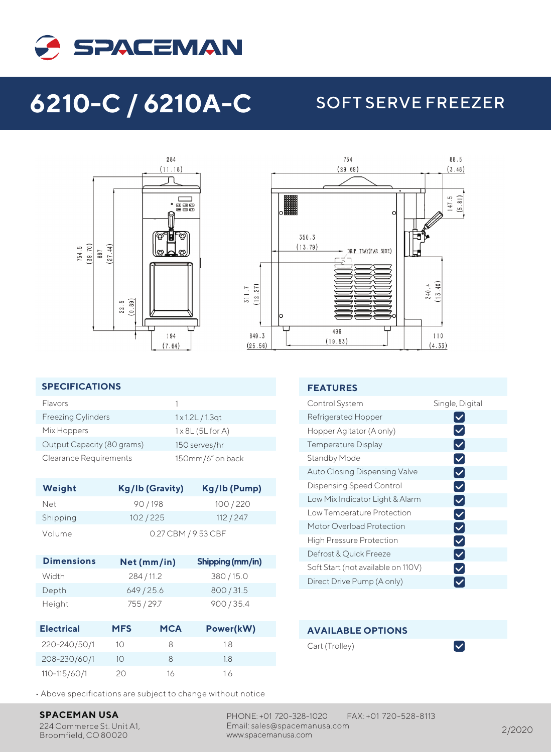# 6210-C / 6210A-C

## SOFT SERVE FREEZER

284
(11.18)

754.5
(29.70)

697
(27.44)

22.5
(0.89)

194
(7.64)

754
(29.69)

88.5
(3.48)

147.5
(5.81)

350.3
(13.79)

DRIP TRAY(FAR SIDE)

311.7
(12.27)

340.4
(13.40)

649.3
(25.56)

496
(19.53)

110
(4.33)

## SPECIFICATIONS

| | |
|---|---|
| Flavors | 1 |
| Freezing Cylinders | 1 x 1.2L / 1.3qt |
| Mix Hoppers | 1 x 8L (5L for A) |
| Output Capacity (80 grams) | 150 serves/hr |
| Clearance Requirements | 150mm/6" on back |

| Weight | Kg/lb (Gravity) | Kg/lb (Pump) |
|---|---|---|
| Net | 90 / 198 | 100 / 220 |
| Shipping | 102 / 225 | 112 / 247 |
| Volume | 0.27 CBM / 9.53 CBF | |

| Dimensions | Net (mm/in) | Shipping (mm/in) |
|---|---|---|
| Width | 284 / 11.2 | 380 / 15.0 |
| Depth | 649 / 25.6 | 800 / 31.5 |
| Height | 755 / 29.7 | 900 / 35.4 |

| Electrical | MFS | MCA | Power(kW) |
|---|---|---|---|
| 220-240/50/1 | 10 | 8 | 1.8 |
| 208-230/60/1 | 10 | 8 | 1.8 |
| 110-115/60/1 | 20 | 16 | 1.6 |

• Above specifications are subject to change without notice

## FEATURES

| | |
|---|---|
| Control System | Single, Digital |
| Refrigerated Hopper | ✓ |
| Hopper Agitator (A only) | ✓ |
| Temperature Display | ✓ |
| Standby Mode | ✓ |
| Auto Closing Dispensing Valve | ✓ |
| Dispensing Speed Control | ✓ |
| Low Mix Indicator Light & Alarm | ✓ |
| Low Temperature Protection | ✓ |
| Motor Overload Protection | ✓ |
| High Pressure Protection | ✓ |
| Defrost & Quick Freeze | ✓ |
| Soft Start (not available on 110V) | ✓ |
| Direct Drive Pump (A only) | ✓ |

## AVAILABLE OPTIONS

| | |
|---|---|
| Cart (Trolley) | ✓ |

**SPACEMAN USA**
224 Commerce St. Unit A1,
Broomfield, CO 80020

PHONE: +01 720-328-1020 FAX: +01 720-528-8113
Email: sales@spacemanusa.com
www.spacemanusa.com

2/2020